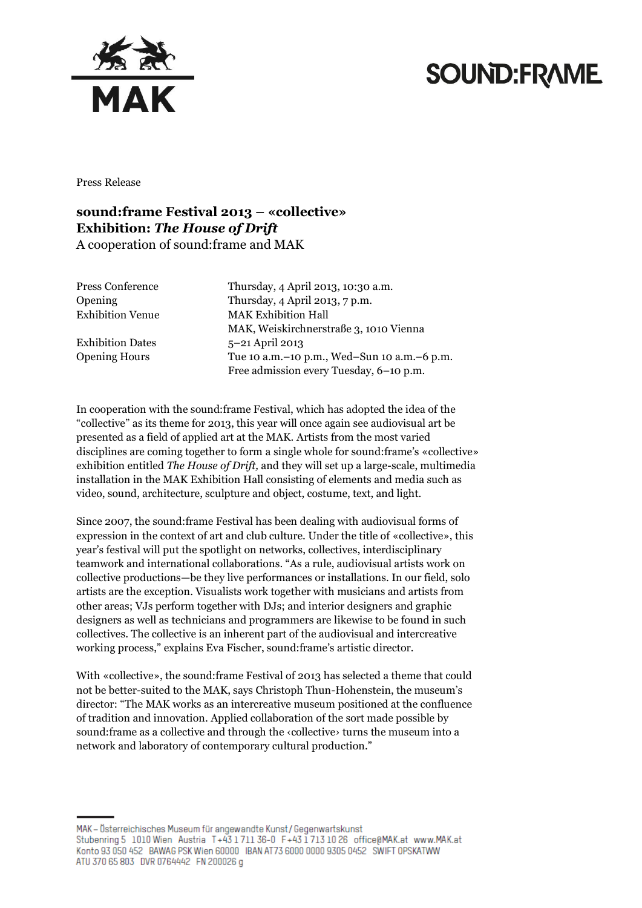Press Release

## sound:frame Festival 2013 – «collective»
## Exhibition: *The House of Drift*

A cooperation of sound:frame and MAK

| | |
|---|---|
| Press Conference | Thursday, 4 April 2013, 10:30 a.m. |
| Opening | Thursday, 4 April 2013, 7 p.m. |
| Exhibition Venue | MAK Exhibition Hall<br>MAK, Weiskirchnerstraße 3, 1010 Vienna |
| Exhibition Dates | 5–21 April 2013 |
| Opening Hours | Tue 10 a.m.–10 p.m., Wed–Sun 10 a.m.–6 p.m.<br>Free admission every Tuesday, 6–10 p.m. |

In cooperation with the sound:frame Festival, which has adopted the idea of the "collective" as its theme for 2013, this year will once again see audiovisual art be presented as a field of applied art at the MAK. Artists from the most varied disciplines are coming together to form a single whole for sound:frame's «collective» exhibition entitled *The House of Drift,* and they will set up a large-scale, multimedia installation in the MAK Exhibition Hall consisting of elements and media such as video, sound, architecture, sculpture and object, costume, text, and light.

Since 2007, the sound:frame Festival has been dealing with audiovisual forms of expression in the context of art and club culture. Under the title of «collective», this year's festival will put the spotlight on networks, collectives, interdisciplinary teamwork and international collaborations. "As a rule, audiovisual artists work on collective productions—be they live performances or installations. In our field, solo artists are the exception. Visualists work together with musicians and artists from other areas; VJs perform together with DJs; and interior designers and graphic designers as well as technicians and programmers are likewise to be found in such collectives. The collective is an inherent part of the audiovisual and intercreative working process," explains Eva Fischer, sound:frame's artistic director.

With «collective», the sound:frame Festival of 2013 has selected a theme that could not be better-suited to the MAK, says Christoph Thun-Hohenstein, the museum's director: "The MAK works as an intercreative museum positioned at the confluence of tradition and innovation. Applied collaboration of the sort made possible by sound:frame as a collective and through the ‹collective› turns the museum into a network and laboratory of contemporary cultural production."

MAK – Österreichisches Museum für angewandte Kunst / Gegenwartskunst
Stubenring 5 1010 Wien Austria T +43 1 711 36-0 F +43 1 713 10 26 office@MAK.at www.MAK.at
Konto 93 050 452 BAWAG PSK Wien 60000 IBAN AT73 6000 0000 9305 0452 SWIFT OPSKATWW
ATU 370 65 803 DVR 0764442 FN 200026 g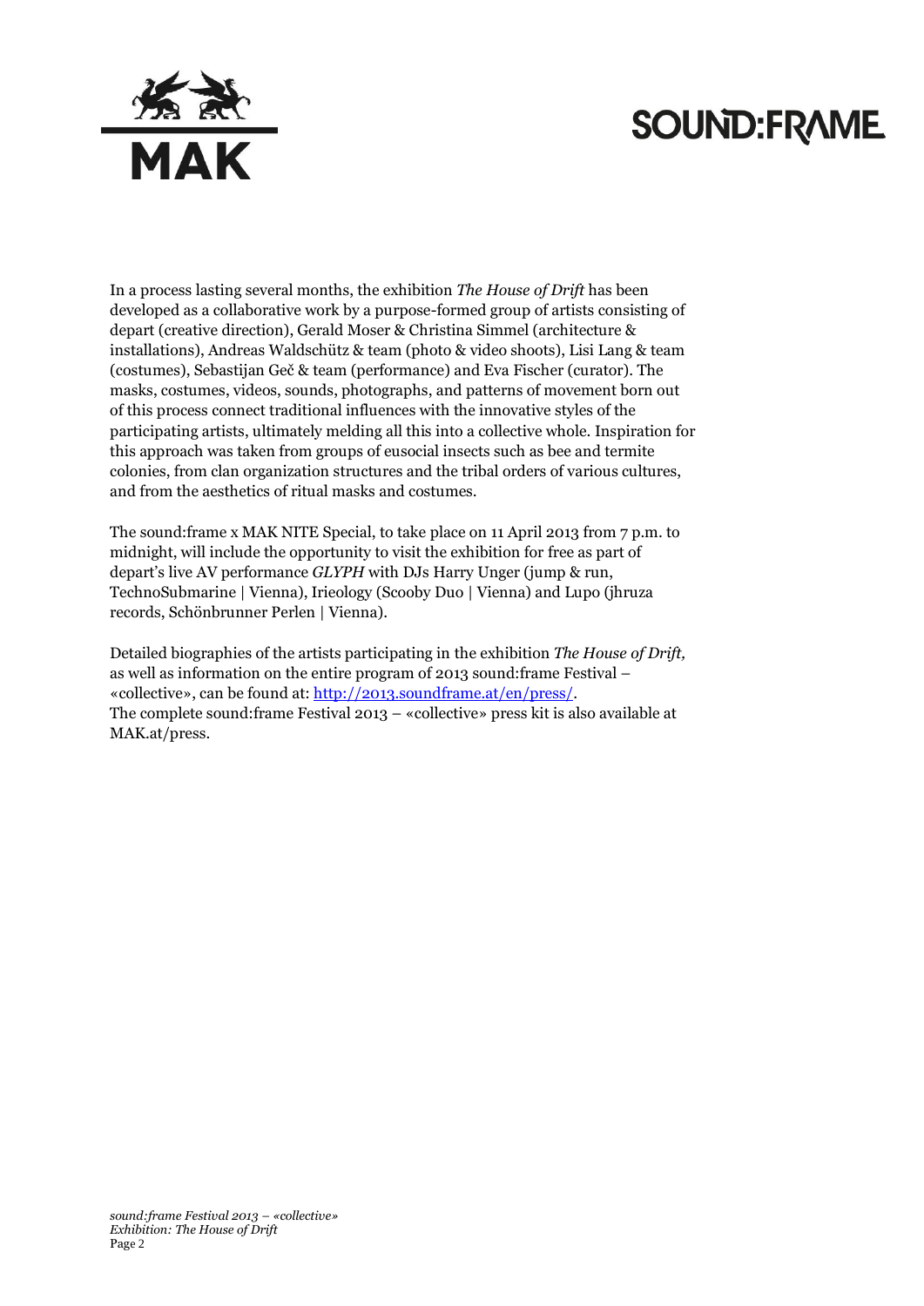In a process lasting several months, the exhibition *The House of Drift* has been developed as a collaborative work by a purpose-formed group of artists consisting of depart (creative direction), Gerald Moser & Christina Simmel (architecture & installations), Andreas Waldschütz & team (photo & video shoots), Lisi Lang & team (costumes), Sebastijan Geč & team (performance) and Eva Fischer (curator). The masks, costumes, videos, sounds, photographs, and patterns of movement born out of this process connect traditional influences with the innovative styles of the participating artists, ultimately melding all this into a collective whole. Inspiration for this approach was taken from groups of eusocial insects such as bee and termite colonies, from clan organization structures and the tribal orders of various cultures, and from the aesthetics of ritual masks and costumes.

The sound:frame x MAK NITE Special, to take place on 11 April 2013 from 7 p.m. to midnight, will include the opportunity to visit the exhibition for free as part of depart's live AV performance *GLYPH* with DJs Harry Unger (jump & run, TechnoSubmarine | Vienna), Irieology (Scooby Duo | Vienna) and Lupo (jhruza records, Schönbrunner Perlen | Vienna).

Detailed biographies of the artists participating in the exhibition *The House of Drift,* as well as information on the entire program of 2013 sound:frame Festival – «collective», can be found at: http://2013.soundframe.at/en/press/.
The complete sound:frame Festival 2013 – «collective» press kit is also available at MAK.at/press.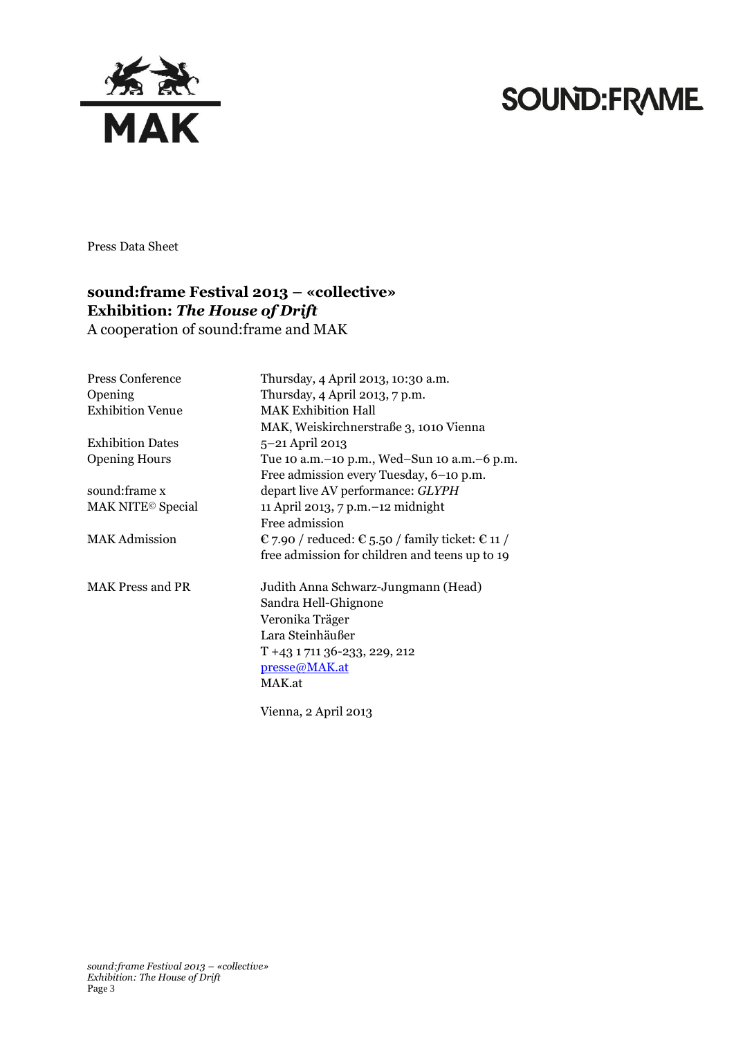Press Data Sheet

**sound:frame Festival 2013 – «collective»**
**Exhibition: *The House of Drift***
A cooperation of sound:frame and MAK

| | |
|---|---|
| Press Conference | Thursday, 4 April 2013, 10:30 a.m. |
| Opening | Thursday, 4 April 2013, 7 p.m. |
| Exhibition Venue | MAK Exhibition Hall<br>MAK, Weiskirchnerstraße 3, 1010 Vienna |
| Exhibition Dates | 5–21 April 2013 |
| Opening Hours | Tue 10 a.m.–10 p.m., Wed–Sun 10 a.m.–6 p.m.<br>Free admission every Tuesday, 6–10 p.m. |
| sound:frame x MAK NITE© Special | depart live AV performance: *GLYPH*<br>11 April 2013, 7 p.m.–12 midnight<br>Free admission |
| MAK Admission | € 7.90 / reduced: € 5.50 / family ticket: € 11 / free admission for children and teens up to 19 |
| MAK Press and PR | Judith Anna Schwarz-Jungmann (Head)<br>Sandra Hell-Ghignone<br>Veronika Träger<br>Lara Steinhäußer<br>T +43 1 711 36-233, 229, 212<br>presse@MAK.at<br>MAK.at |

Vienna, 2 April 2013